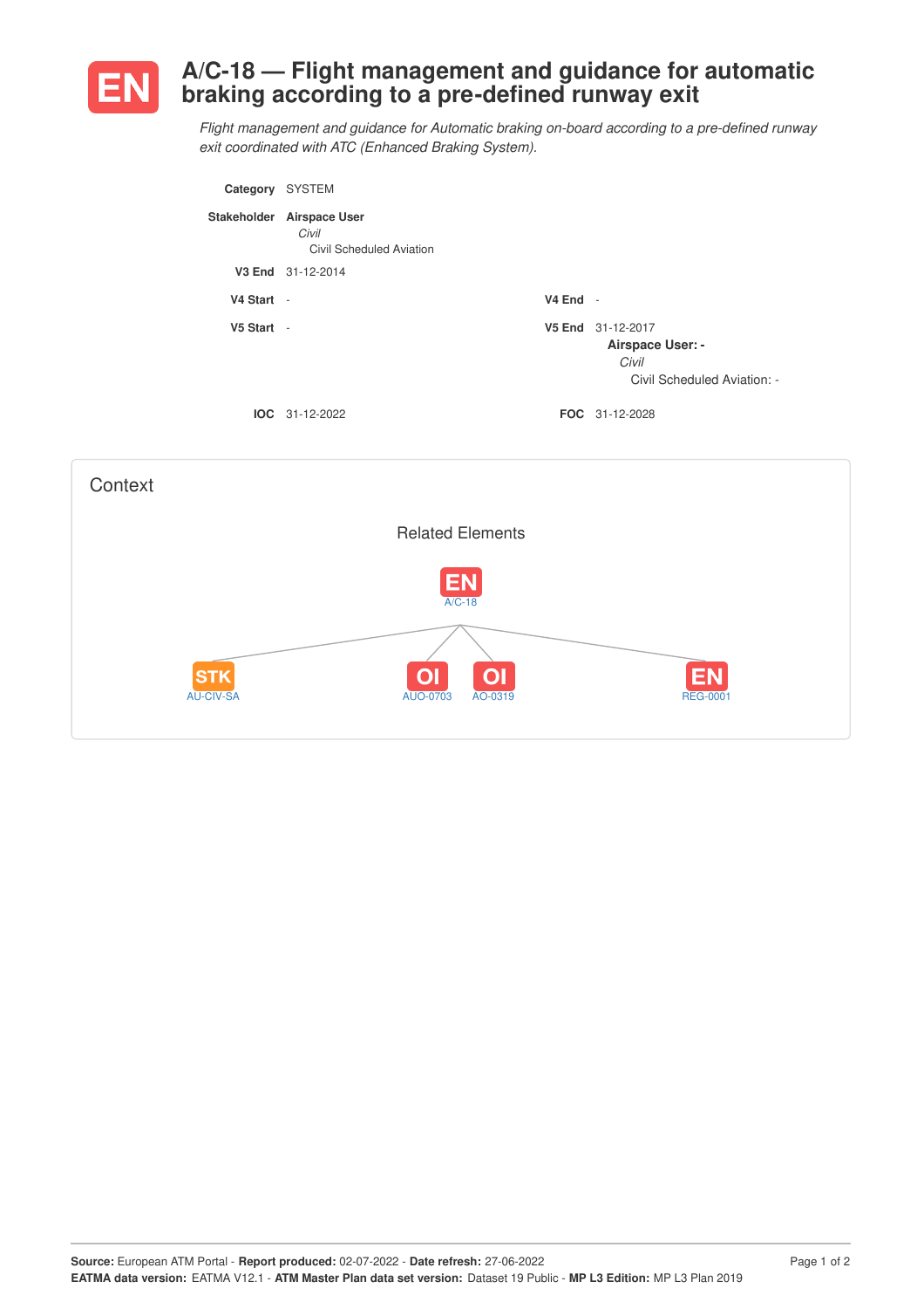# EN A/C-18 — Flight management and guidance for automatic braking according to a pre-defined runway exit

*Flight management and guidance for Automatic braking on-board according to a pre-defined runway exit coordinated with ATC (Enhanced Braking System).*

**Category** SYSTEM

**Stakeholder** **Airspace User**
*Civil*
Civil Scheduled Aviation

**V3 End** 31-12-2014

**V4 Start** -

**V4 End** -

**V5 Start** -

**V5 End** 31-12-2017
**Airspace User: -**
*Civil*
Civil Scheduled Aviation: -

**IOC** 31-12-2022

**FOC** 31-12-2028

## Context

### Related Elements

EN A/C-18

- STK AU-CIV-SA
- OI AUO-0703
- OI AO-0319
- EN REG-0001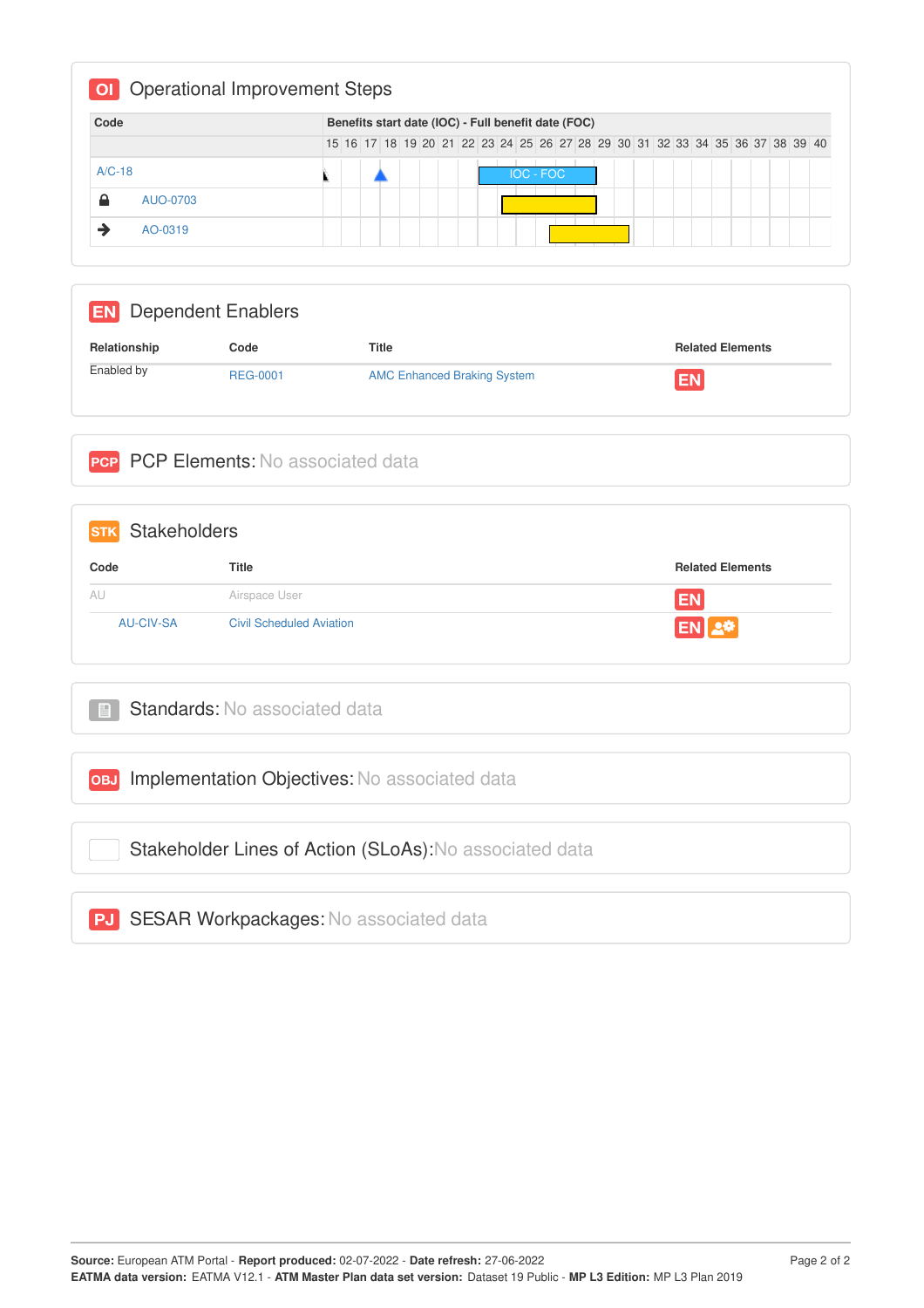## OI Operational Improvement Steps

| Code | Benefits start date (IOC) - Full benefit date (FOC) |
|---|---|
| | 15 16 17 18 19 20 21 22 23 24 25 26 27 28 29 30 31 32 33 34 35 36 37 38 39 40 |
| A/C-18 | IOC - FOC |
| AUO-0703 | |
| AO-0319 | |

## EN Dependent Enablers

| Relationship | Code | Title | Related Elements |
|---|---|---|---|
| Enabled by | REG-0001 | AMC Enhanced Braking System | EN |

## PCP PCP Elements: No associated data

## STK Stakeholders

| Code | Title | Related Elements |
|---|---|---|
| AU | Airspace User | EN |
| AU-CIV-SA | Civil Scheduled Aviation | EN |

## Standards: No associated data

## OBJ Implementation Objectives: No associated data

## Stakeholder Lines of Action (SLoAs): No associated data

## PJ SESAR Workpackages: No associated data

**Source:** European ATM Portal - **Report produced:** 02-07-2022 - **Date refresh:** 27-06-2022
**EATMA data version:** EATMA V12.1 - **ATM Master Plan data set version:** Dataset 19 Public - **MP L3 Edition:** MP L3 Plan 2019